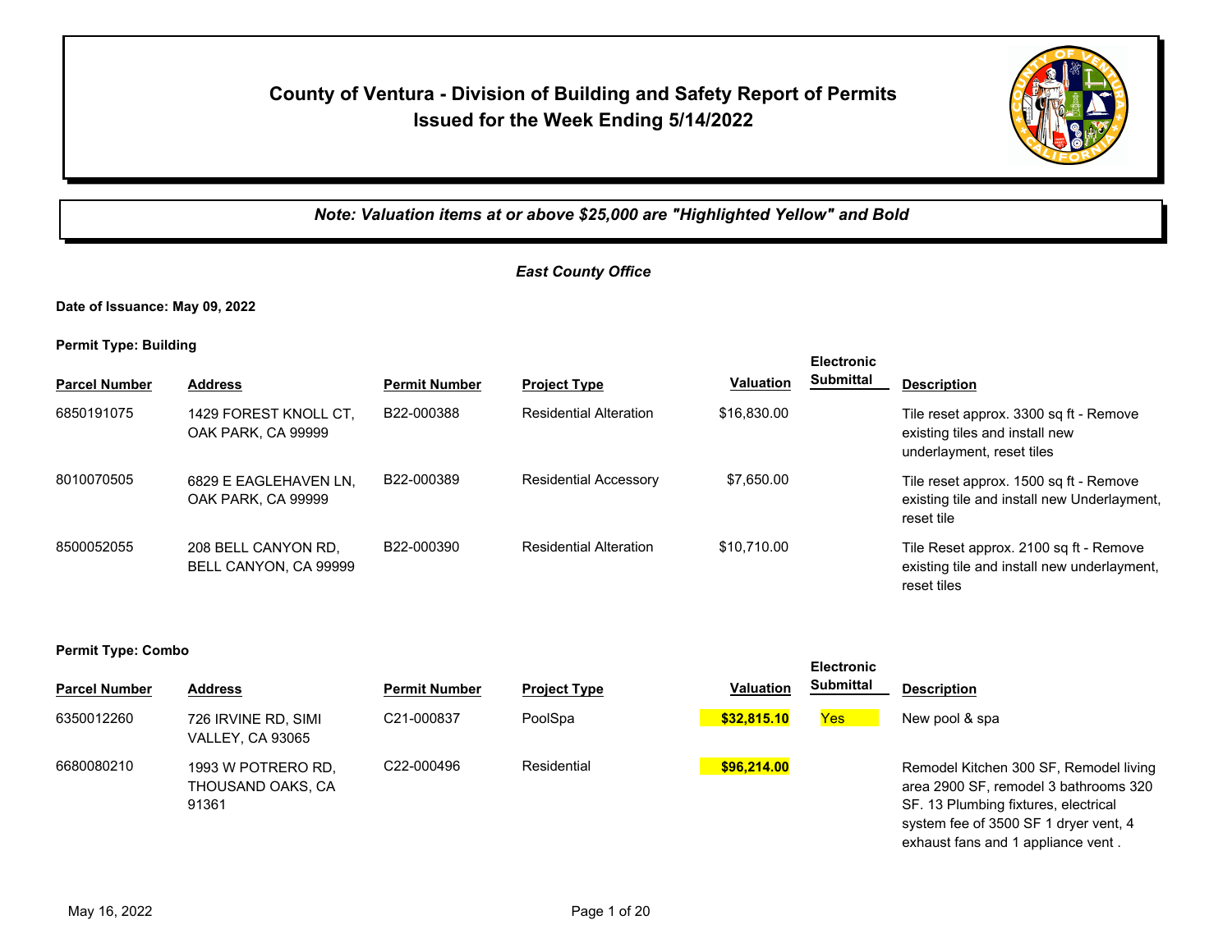# County of Ventura - Division of Building and Safety Report of Permits Issued for the Week Ending 5/14/2022

***Note: Valuation items at or above $25,000 are "Highlighted Yellow" and Bold***

## *East County Office*

**Date of Issuance: May 09, 2022**

**Permit Type: Building**

| Parcel Number | Address | Permit Number | Project Type | Valuation | Electronic Submittal | Description |
|---|---|---|---|---|---|---|
| 6850191075 | 1429 FOREST KNOLL CT, OAK PARK, CA 99999 | B22-000388 | Residential Alteration | $16,830.00 | | Tile reset approx. 3300 sq ft - Remove existing tiles and install new underlayment, reset tiles |
| 8010070505 | 6829 E EAGLEHAVEN LN, OAK PARK, CA 99999 | B22-000389 | Residential Accessory | $7,650.00 | | Tile reset approx. 1500 sq ft - Remove existing tile and install new Underlayment, reset tile |
| 8500052055 | 208 BELL CANYON RD, BELL CANYON, CA 99999 | B22-000390 | Residential Alteration | $10,710.00 | | Tile Reset approx. 2100 sq ft - Remove existing tile and install new underlayment, reset tiles |

**Permit Type: Combo**

| Parcel Number | Address | Permit Number | Project Type | Valuation | Electronic Submittal | Description |
|---|---|---|---|---|---|---|
| 6350012260 | 726 IRVINE RD, SIMI VALLEY, CA 93065 | C21-000837 | PoolSpa | **$32,815.10** | Yes | New pool & spa |
| 6680080210 | 1993 W POTRERO RD, THOUSAND OAKS, CA 91361 | C22-000496 | Residential | **$96,214.00** | | Remodel Kitchen 300 SF, Remodel living area 2900 SF, remodel 3 bathrooms 320 SF. 13 Plumbing fixtures, electrical system fee of 3500 SF 1 dryer vent, 4 exhaust fans and 1 appliance vent . |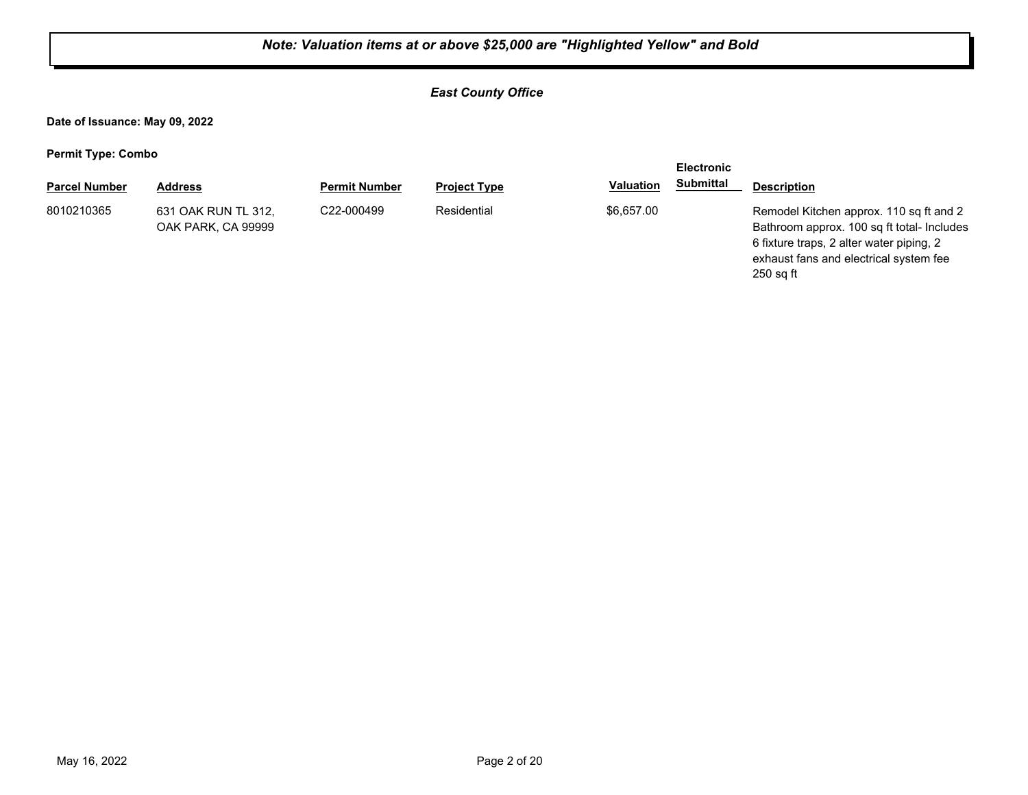*Note: Valuation items at or above $25,000 are "Highlighted Yellow" and Bold*

***East County Office***

**Date of Issuance: May 09, 2022**

**Permit Type: Combo**

| Parcel Number | Address | Permit Number | Project Type | Valuation | Electronic Submittal | Description |
|---|---|---|---|---|---|---|
| 8010210365 | 631 OAK RUN TL 312, OAK PARK, CA 99999 | C22-000499 | Residential | $6,657.00 | | Remodel Kitchen approx. 110 sq ft and 2 Bathroom approx. 100 sq ft total- Includes 6 fixture traps, 2 alter water piping, 2 exhaust fans and electrical system fee 250 sq ft |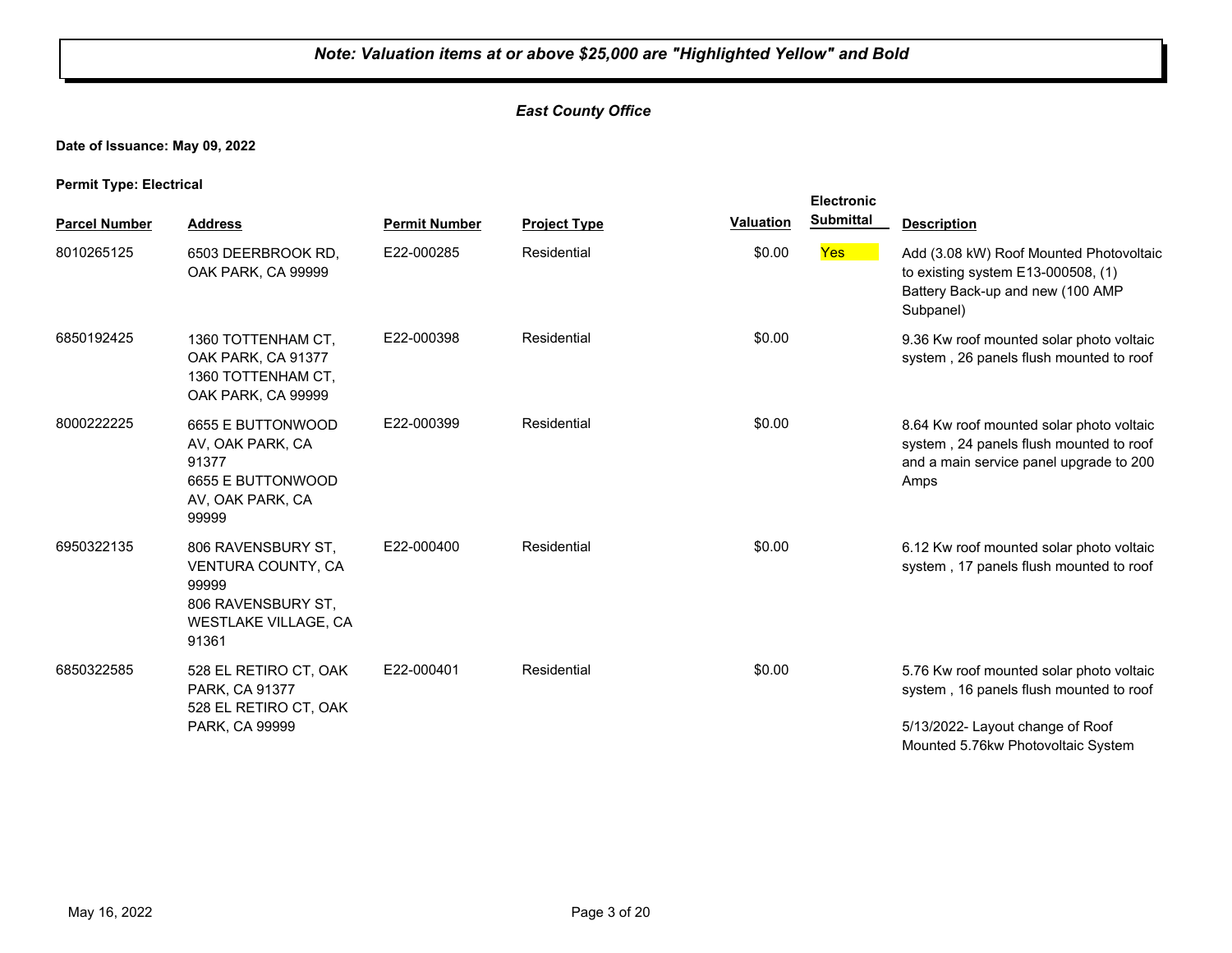*Note: Valuation items at or above $25,000 are "Highlighted Yellow" and Bold*

*East County Office*

**Date of Issuance: May 09, 2022**

**Permit Type: Electrical**

| Parcel Number | Address | Permit Number | Project Type | Valuation | Electronic Submittal | Description |
|---|---|---|---|---|---|---|
| 8010265125 | 6503 DEERBROOK RD, OAK PARK, CA 99999 | E22-000285 | Residential | $0.00 | Yes | Add (3.08 kW) Roof Mounted Photovoltaic to existing system E13-000508, (1) Battery Back-up and new (100 AMP Subpanel) |
| 6850192425 | 1360 TOTTENHAM CT, OAK PARK, CA 91377<br>1360 TOTTENHAM CT, OAK PARK, CA 99999 | E22-000398 | Residential | $0.00 | | 9.36 Kw roof mounted solar photo voltaic system , 26 panels flush mounted to roof |
| 8000222225 | 6655 E BUTTONWOOD AV, OAK PARK, CA 91377<br>6655 E BUTTONWOOD AV, OAK PARK, CA 99999 | E22-000399 | Residential | $0.00 | | 8.64 Kw roof mounted solar photo voltaic system , 24 panels flush mounted to roof and a main service panel upgrade to 200 Amps |
| 6950322135 | 806 RAVENSBURY ST, VENTURA COUNTY, CA 99999<br>806 RAVENSBURY ST, WESTLAKE VILLAGE, CA 91361 | E22-000400 | Residential | $0.00 | | 6.12 Kw roof mounted solar photo voltaic system , 17 panels flush mounted to roof |
| 6850322585 | 528 EL RETIRO CT, OAK PARK, CA 91377<br>528 EL RETIRO CT, OAK PARK, CA 99999 | E22-000401 | Residential | $0.00 | | 5.76 Kw roof mounted solar photo voltaic system , 16 panels flush mounted to roof<br><br>5/13/2022- Layout change of Roof Mounted 5.76kw Photovoltaic System |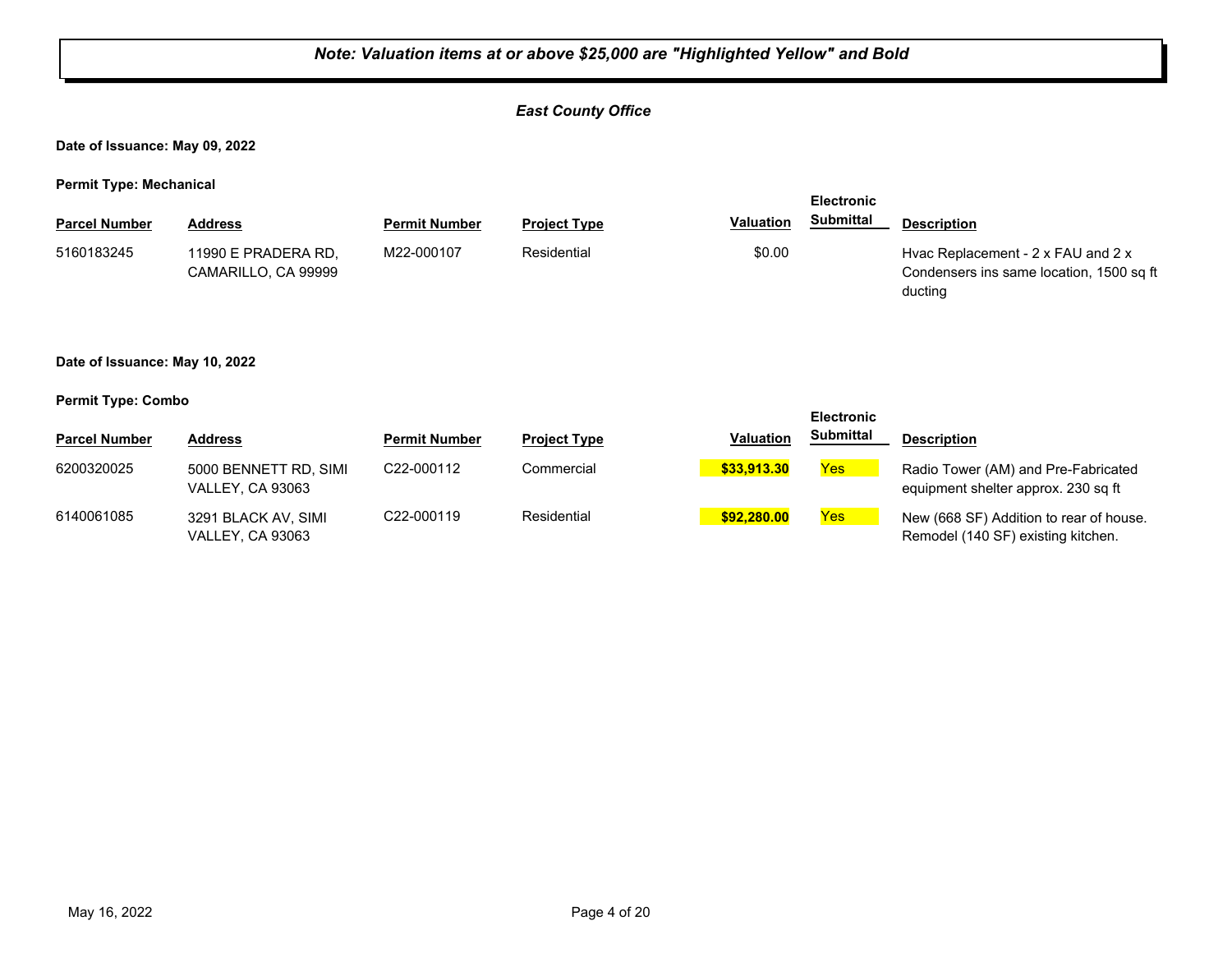*Note: Valuation items at or above $25,000 are "Highlighted Yellow" and Bold*

### *East County Office*

**Date of Issuance: May 09, 2022**

**Permit Type: Mechanical**

| Parcel Number | Address | Permit Number | Project Type | Valuation | Electronic Submittal | Description |
|---|---|---|---|---|---|---|
| 5160183245 | 11990 E PRADERA RD, CAMARILLO, CA 99999 | M22-000107 | Residential | $0.00 | | Hvac Replacement - 2 x FAU and 2 x Condensers ins same location, 1500 sq ft ducting |

**Date of Issuance: May 10, 2022**

**Permit Type: Combo**

| Parcel Number | Address | Permit Number | Project Type | Valuation | Electronic Submittal | Description |
|---|---|---|---|---|---|---|
| 6200320025 | 5000 BENNETT RD, SIMI VALLEY, CA 93063 | C22-000112 | Commercial | **$33,913.30** | Yes | Radio Tower (AM) and Pre-Fabricated equipment shelter approx. 230 sq ft |
| 6140061085 | 3291 BLACK AV, SIMI VALLEY, CA 93063 | C22-000119 | Residential | **$92,280.00** | Yes | New (668 SF) Addition to rear of house. Remodel (140 SF) existing kitchen. |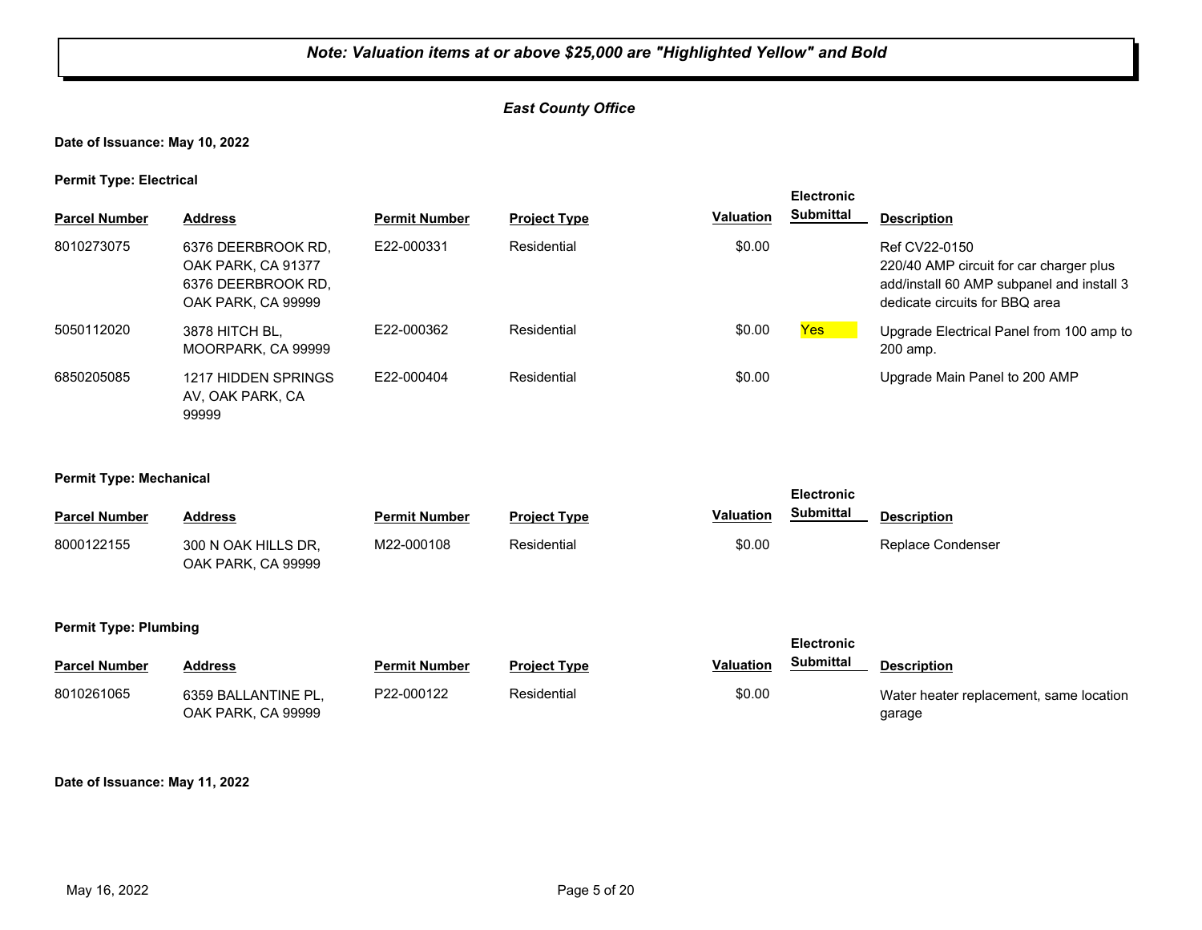***Note: Valuation items at or above $25,000 are "Highlighted Yellow" and Bold***

***East County Office***

**Date of Issuance: May 10, 2022**

**Permit Type: Electrical**

| Parcel Number | Address | Permit Number | Project Type | Valuation | Electronic Submittal | Description |
|---|---|---|---|---|---|---|
| 8010273075 | 6376 DEERBROOK RD, OAK PARK, CA 91377 6376 DEERBROOK RD, OAK PARK, CA 99999 | E22-000331 | Residential | $0.00 | | Ref CV22-0150 220/40 AMP circuit for car charger plus add/install 60 AMP subpanel and install 3 dedicate circuits for BBQ area |
| 5050112020 | 3878 HITCH BL, MOORPARK, CA 99999 | E22-000362 | Residential | $0.00 | Yes | Upgrade Electrical Panel from 100 amp to 200 amp. |
| 6850205085 | 1217 HIDDEN SPRINGS AV, OAK PARK, CA 99999 | E22-000404 | Residential | $0.00 | | Upgrade Main Panel to 200 AMP |

**Permit Type: Mechanical**

| Parcel Number | Address | Permit Number | Project Type | Valuation | Electronic Submittal | Description |
|---|---|---|---|---|---|---|
| 8000122155 | 300 N OAK HILLS DR, OAK PARK, CA 99999 | M22-000108 | Residential | $0.00 | | Replace Condenser |

**Permit Type: Plumbing**

| Parcel Number | Address | Permit Number | Project Type | Valuation | Electronic Submittal | Description |
|---|---|---|---|---|---|---|
| 8010261065 | 6359 BALLANTINE PL, OAK PARK, CA 99999 | P22-000122 | Residential | $0.00 | | Water heater replacement, same location garage |

**Date of Issuance: May 11, 2022**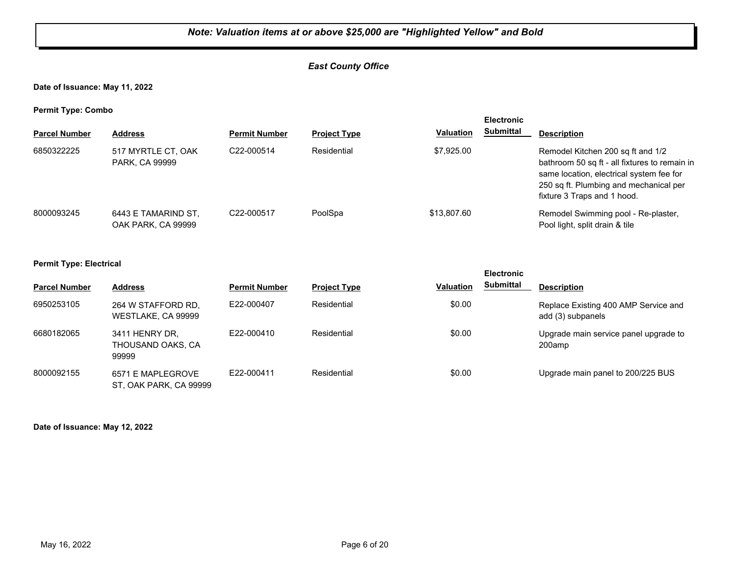***Note: Valuation items at or above $25,000 are "Highlighted Yellow" and Bold***

***East County Office***

**Date of Issuance: May 11, 2022**

**Permit Type: Combo**

| Parcel Number | Address | Permit Number | Project Type | Valuation | Electronic Submittal | Description |
|---|---|---|---|---|---|---|
| 6850322225 | 517 MYRTLE CT, OAK PARK, CA 99999 | C22-000514 | Residential | $7,925.00 | | Remodel Kitchen 200 sq ft and 1/2 bathroom 50 sq ft - all fixtures to remain in same location, electrical system fee for 250 sq ft. Plumbing and mechanical per fixture 3 Traps and 1 hood. |
| 8000093245 | 6443 E TAMARIND ST, OAK PARK, CA 99999 | C22-000517 | PoolSpa | $13,807.60 | | Remodel Swimming pool - Re-plaster, Pool light, split drain & tile |

**Permit Type: Electrical**

| Parcel Number | Address | Permit Number | Project Type | Valuation | Electronic Submittal | Description |
|---|---|---|---|---|---|---|
| 6950253105 | 264 W STAFFORD RD, WESTLAKE, CA 99999 | E22-000407 | Residential | $0.00 | | Replace Existing 400 AMP Service and add (3) subpanels |
| 6680182065 | 3411 HENRY DR, THOUSAND OAKS, CA 99999 | E22-000410 | Residential | $0.00 | | Upgrade main service panel upgrade to 200amp |
| 8000092155 | 6571 E MAPLEGROVE ST, OAK PARK, CA 99999 | E22-000411 | Residential | $0.00 | | Upgrade main panel to 200/225 BUS |

**Date of Issuance: May 12, 2022**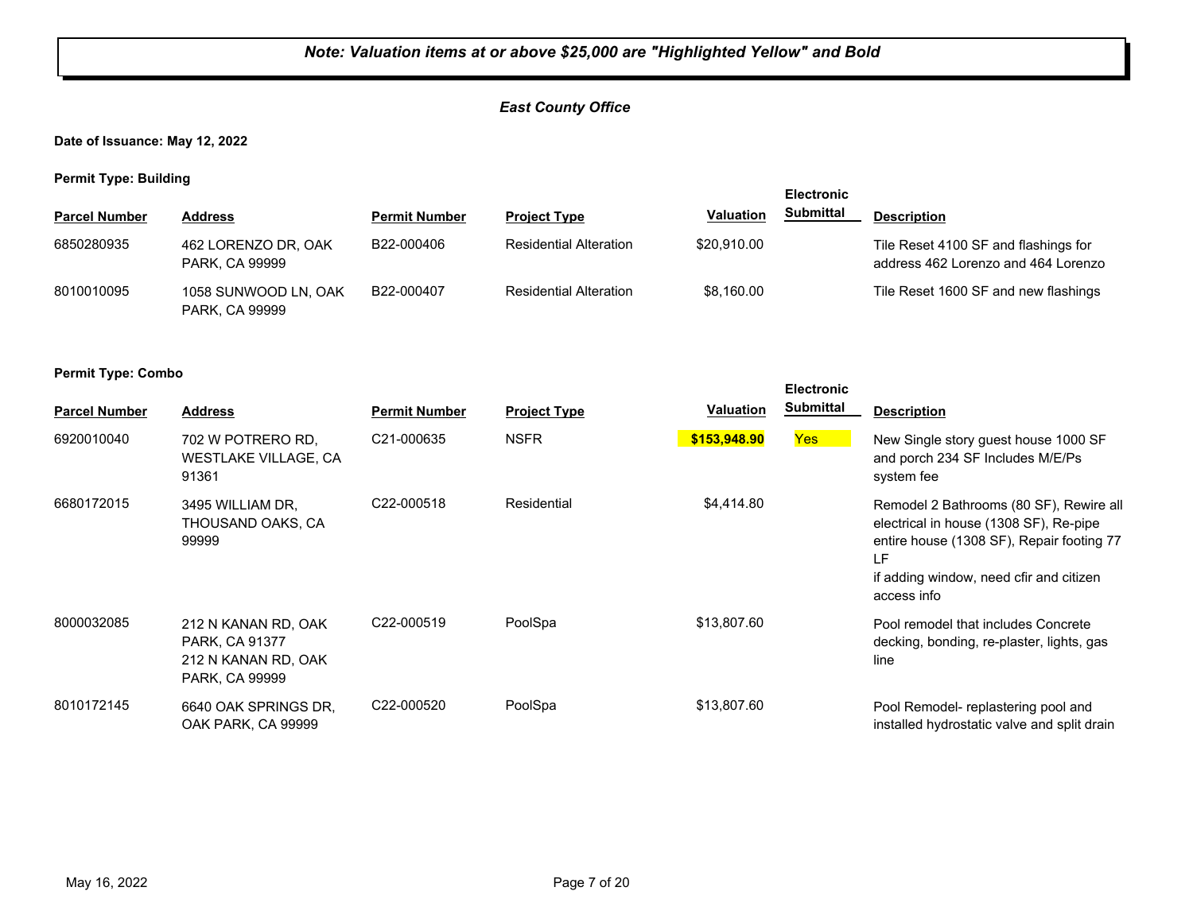***Note: Valuation items at or above $25,000 are "Highlighted Yellow" and Bold***

*East County Office*

**Date of Issuance: May 12, 2022**

**Permit Type: Building**

| Parcel Number | Address | Permit Number | Project Type | Valuation | Electronic Submittal | Description |
|---|---|---|---|---|---|---|
| 6850280935 | 462 LORENZO DR, OAK PARK, CA 99999 | B22-000406 | Residential Alteration | $20,910.00 | | Tile Reset 4100 SF and flashings for address 462 Lorenzo and 464 Lorenzo |
| 8010010095 | 1058 SUNWOOD LN, OAK PARK, CA 99999 | B22-000407 | Residential Alteration | $8,160.00 | | Tile Reset 1600 SF and new flashings |

**Permit Type: Combo**

| Parcel Number | Address | Permit Number | Project Type | Valuation | Electronic Submittal | Description |
|---|---|---|---|---|---|---|
| 6920010040 | 702 W POTRERO RD, WESTLAKE VILLAGE, CA 91361 | C21-000635 | NSFR | **$153,948.90** | Yes | New Single story guest house 1000 SF and porch 234 SF Includes M/E/Ps system fee |
| 6680172015 | 3495 WILLIAM DR, THOUSAND OAKS, CA 99999 | C22-000518 | Residential | $4,414.80 | | Remodel 2 Bathrooms (80 SF), Rewire all electrical in house (1308 SF), Re-pipe entire house (1308 SF), Repair footing 77 LF if adding window, need cfir and citizen access info |
| 8000032085 | 212 N KANAN RD, OAK PARK, CA 91377 212 N KANAN RD, OAK PARK, CA 99999 | C22-000519 | PoolSpa | $13,807.60 | | Pool remodel that includes Concrete decking, bonding, re-plaster, lights, gas line |
| 8010172145 | 6640 OAK SPRINGS DR, OAK PARK, CA 99999 | C22-000520 | PoolSpa | $13,807.60 | | Pool Remodel- replastering pool and installed hydrostatic valve and split drain |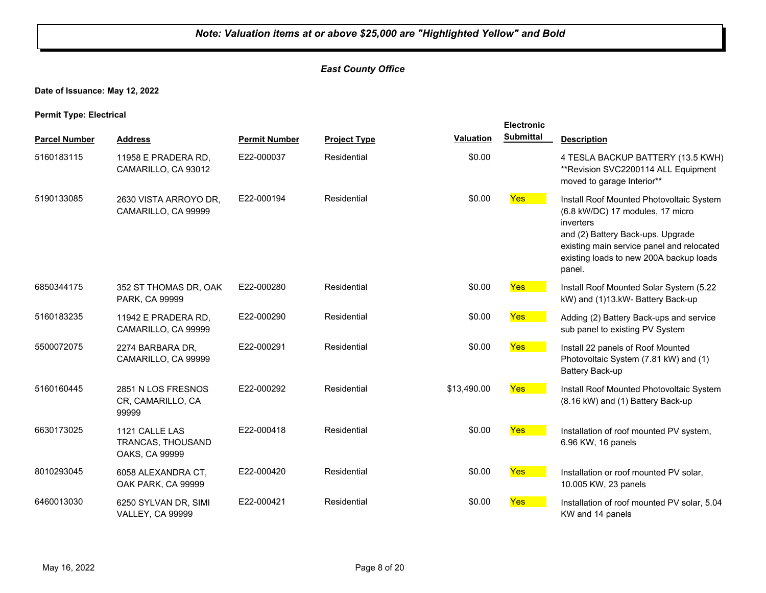***Note: Valuation items at or above $25,000 are "Highlighted Yellow" and Bold***

***East County Office***

**Date of Issuance: May 12, 2022**

**Permit Type: Electrical**

| Parcel Number | Address | Permit Number | Project Type | Valuation | Electronic Submittal | Description |
|---|---|---|---|---|---|---|
| 5160183115 | 11958 E PRADERA RD, CAMARILLO, CA 93012 | E22-000037 | Residential | $0.00 | | 4 TESLA BACKUP BATTERY (13.5 KWH) **Revision SVC2200114 ALL Equipment moved to garage Interior** |
| 5190133085 | 2630 VISTA ARROYO DR, CAMARILLO, CA 99999 | E22-000194 | Residential | $0.00 | Yes | Install Roof Mounted Photovoltaic System (6.8 kW/DC) 17 modules, 17 micro inverters and (2) Battery Back-ups. Upgrade existing main service panel and relocated existing loads to new 200A backup loads panel. |
| 6850344175 | 352 ST THOMAS DR, OAK PARK, CA 99999 | E22-000280 | Residential | $0.00 | Yes | Install Roof Mounted Solar System (5.22 kW) and (1)13.kW- Battery Back-up |
| 5160183235 | 11942 E PRADERA RD, CAMARILLO, CA 99999 | E22-000290 | Residential | $0.00 | Yes | Adding (2) Battery Back-ups and service sub panel to existing PV System |
| 5500072075 | 2274 BARBARA DR, CAMARILLO, CA 99999 | E22-000291 | Residential | $0.00 | Yes | Install 22 panels of Roof Mounted Photovoltaic System (7.81 kW) and (1) Battery Back-up |
| 5160160445 | 2851 N LOS FRESNOS CR, CAMARILLO, CA 99999 | E22-000292 | Residential | $13,490.00 | Yes | Install Roof Mounted Photovoltaic System (8.16 kW) and (1) Battery Back-up |
| 6630173025 | 1121 CALLE LAS TRANCAS, THOUSAND OAKS, CA 99999 | E22-000418 | Residential | $0.00 | Yes | Installation of roof mounted PV system, 6.96 KW, 16 panels |
| 8010293045 | 6058 ALEXANDRA CT, OAK PARK, CA 99999 | E22-000420 | Residential | $0.00 | Yes | Installation or roof mounted PV solar, 10.005 KW, 23 panels |
| 6460013030 | 6250 SYLVAN DR, SIMI VALLEY, CA 99999 | E22-000421 | Residential | $0.00 | Yes | Installation of roof mounted PV solar, 5.04 KW and 14 panels |

May 16, 2022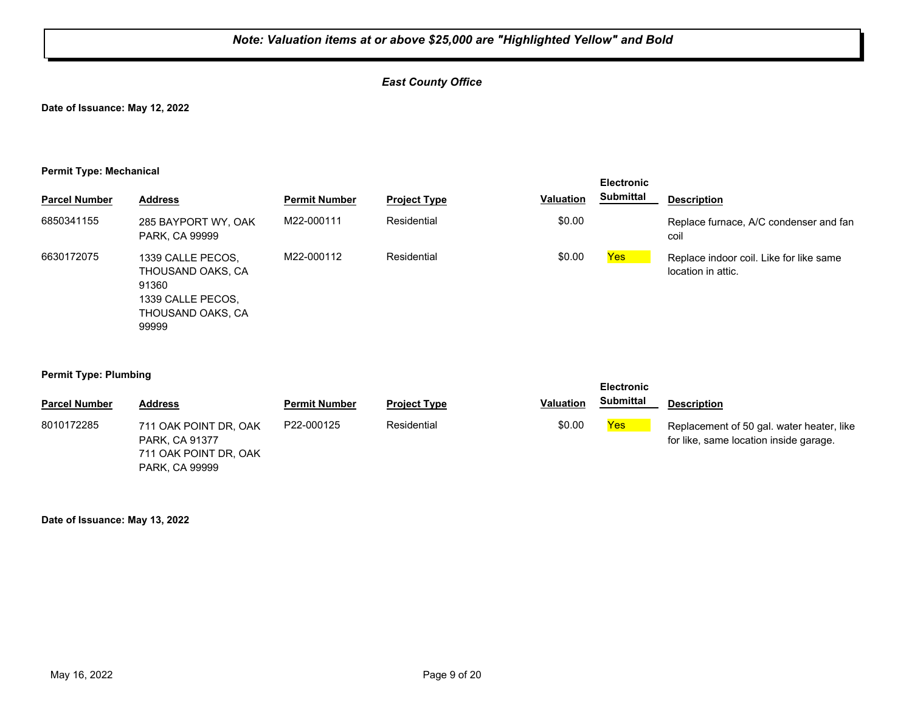***Note: Valuation items at or above $25,000 are "Highlighted Yellow" and Bold***

***East County Office***

**Date of Issuance: May 12, 2022**

**Permit Type: Mechanical**

| Parcel Number | Address | Permit Number | Project Type | Valuation | Electronic Submittal | Description |
|---|---|---|---|---|---|---|
| 6850341155 | 285 BAYPORT WY, OAK PARK, CA 99999 | M22-000111 | Residential | $0.00 | | Replace furnace, A/C condenser and fan coil |
| 6630172075 | 1339 CALLE PECOS, THOUSAND OAKS, CA 91360<br>1339 CALLE PECOS, THOUSAND OAKS, CA 99999 | M22-000112 | Residential | $0.00 | Yes | Replace indoor coil. Like for like same location in attic. |

**Permit Type: Plumbing**

| Parcel Number | Address | Permit Number | Project Type | Valuation | Electronic Submittal | Description |
|---|---|---|---|---|---|---|
| 8010172285 | 711 OAK POINT DR, OAK PARK, CA 91377<br>711 OAK POINT DR, OAK PARK, CA 99999 | P22-000125 | Residential | $0.00 | Yes | Replacement of 50 gal. water heater, like for like, same location inside garage. |

**Date of Issuance: May 13, 2022**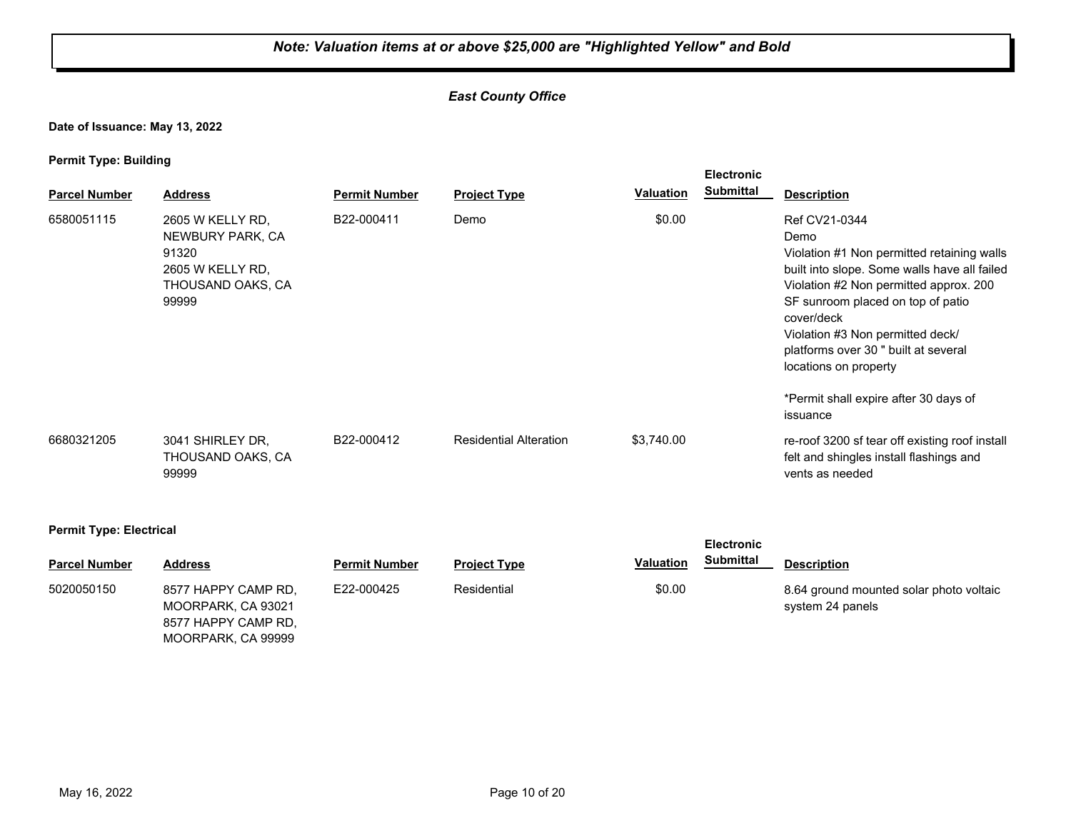***Note: Valuation items at or above $25,000 are "Highlighted Yellow" and Bold***

***East County Office***

**Date of Issuance: May 13, 2022**

**Permit Type: Building**

| Parcel Number | Address | Permit Number | Project Type | Valuation | Electronic Submittal | Description |
|---|---|---|---|---|---|---|
| 6580051115 | 2605 W KELLY RD, NEWBURY PARK, CA 91320<br>2605 W KELLY RD, THOUSAND OAKS, CA 99999 | B22-000411 | Demo | $0.00 | | Ref CV21-0344<br>Demo<br>Violation #1 Non permitted retaining walls built into slope. Some walls have all failed<br>Violation #2 Non permitted approx. 200 SF sunroom placed on top of patio cover/deck<br>Violation #3 Non permitted deck/ platforms over 30 " built at several locations on property<br><br>*Permit shall expire after 30 days of issuance |
| 6680321205 | 3041 SHIRLEY DR, THOUSAND OAKS, CA 99999 | B22-000412 | Residential Alteration | $3,740.00 | | re-roof 3200 sf tear off existing roof install felt and shingles install flashings and vents as needed |

**Permit Type: Electrical**

| Parcel Number | Address | Permit Number | Project Type | Valuation | Electronic Submittal | Description |
|---|---|---|---|---|---|---|
| 5020050150 | 8577 HAPPY CAMP RD, MOORPARK, CA 93021<br>8577 HAPPY CAMP RD, MOORPARK, CA 99999 | E22-000425 | Residential | $0.00 | | 8.64 ground mounted solar photo voltaic system 24 panels |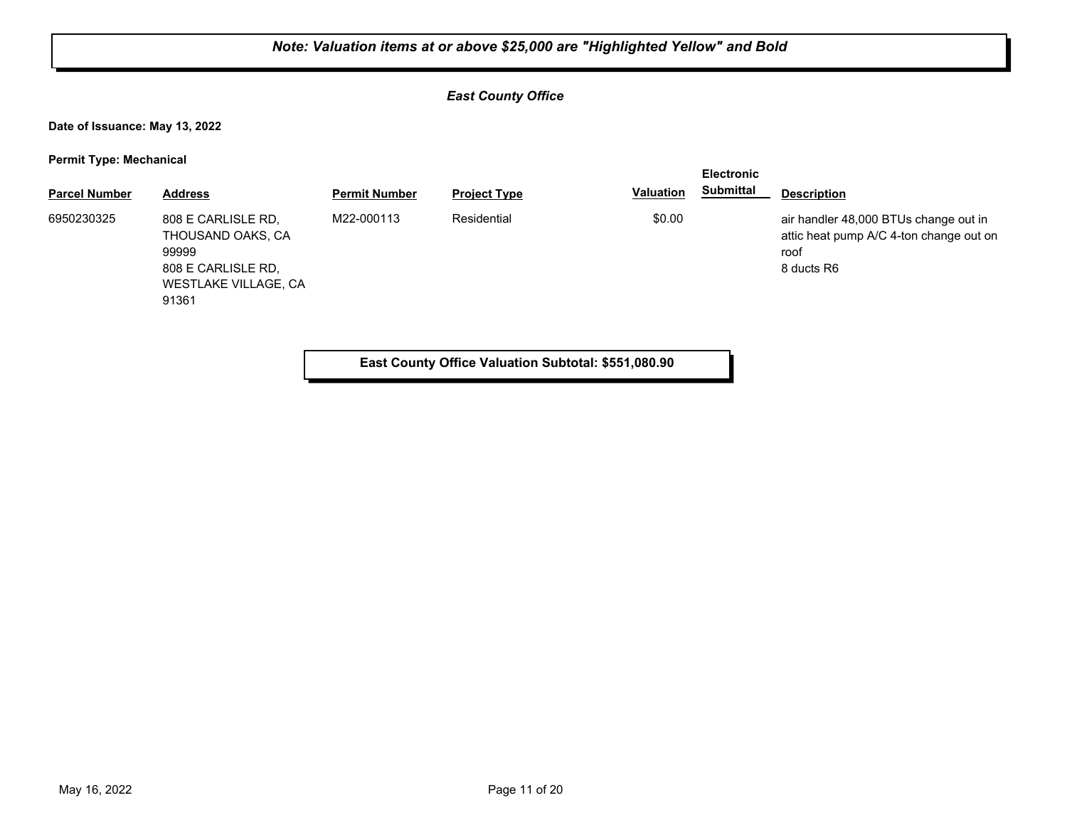*Note: Valuation items at or above $25,000 are "Highlighted Yellow" and Bold*

***East County Office***

**Date of Issuance: May 13, 2022**

**Permit Type: Mechanical**

| Parcel Number | Address | Permit Number | Project Type | Valuation | Electronic Submittal | Description |
|---|---|---|---|---|---|---|
| 6950230325 | 808 E CARLISLE RD, THOUSAND OAKS, CA 99999<br>808 E CARLISLE RD, WESTLAKE VILLAGE, CA 91361 | M22-000113 | Residential | $0.00 | | air handler 48,000 BTUs change out in attic heat pump A/C 4-ton change out on roof<br>8 ducts R6 |

**East County Office Valuation Subtotal: $551,080.90**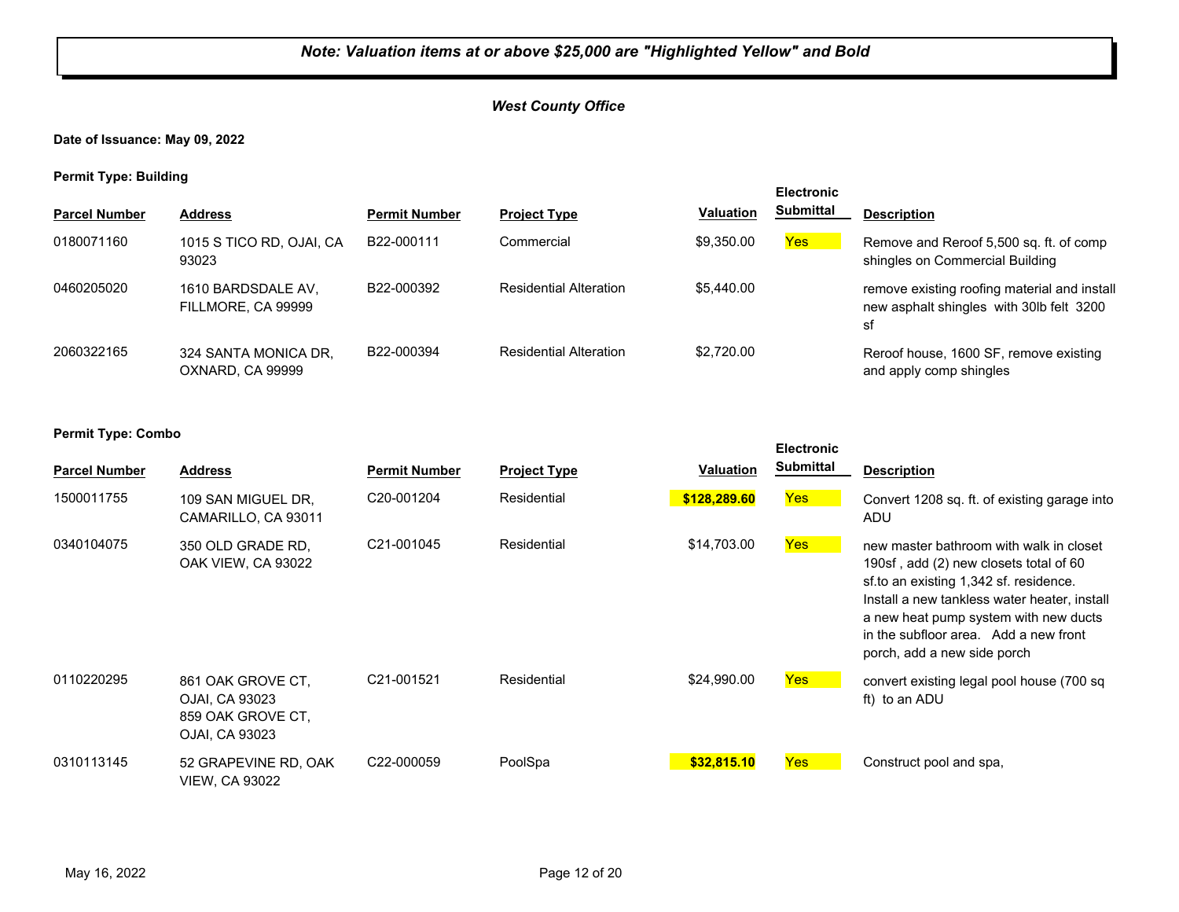***Note: Valuation items at or above $25,000 are "Highlighted Yellow" and Bold***

***West County Office***

**Date of Issuance: May 09, 2022**

**Permit Type: Building**

| Parcel Number | Address | Permit Number | Project Type | Valuation | Electronic Submittal | Description |
|---|---|---|---|---|---|---|
| 0180071160 | 1015 S TICO RD, OJAI, CA 93023 | B22-000111 | Commercial | $9,350.00 | Yes | Remove and Reroof 5,500 sq. ft. of comp shingles on Commercial Building |
| 0460205020 | 1610 BARDSDALE AV, FILLMORE, CA 99999 | B22-000392 | Residential Alteration | $5,440.00 | | remove existing roofing material and install new asphalt shingles with 30lb felt 3200 sf |
| 2060322165 | 324 SANTA MONICA DR, OXNARD, CA 99999 | B22-000394 | Residential Alteration | $2,720.00 | | Reroof house, 1600 SF, remove existing and apply comp shingles |

**Permit Type: Combo**

| Parcel Number | Address | Permit Number | Project Type | Valuation | Electronic Submittal | Description |
|---|---|---|---|---|---|---|
| 1500011755 | 109 SAN MIGUEL DR, CAMARILLO, CA 93011 | C20-001204 | Residential | **$128,289.60** | Yes | Convert 1208 sq. ft. of existing garage into ADU |
| 0340104075 | 350 OLD GRADE RD, OAK VIEW, CA 93022 | C21-001045 | Residential | $14,703.00 | Yes | new master bathroom with walk in closet 190sf , add (2) new closets total of 60 sf.to an existing 1,342 sf. residence. Install a new tankless water heater, install a new heat pump system with new ducts in the subfloor area. Add a new front porch, add a new side porch |
| 0110220295 | 861 OAK GROVE CT, OJAI, CA 93023 859 OAK GROVE CT, OJAI, CA 93023 | C21-001521 | Residential | $24,990.00 | Yes | convert existing legal pool house (700 sq ft) to an ADU |
| 0310113145 | 52 GRAPEVINE RD, OAK VIEW, CA 93022 | C22-000059 | PoolSpa | **$32,815.10** | Yes | Construct pool and spa, |

May 16, 2022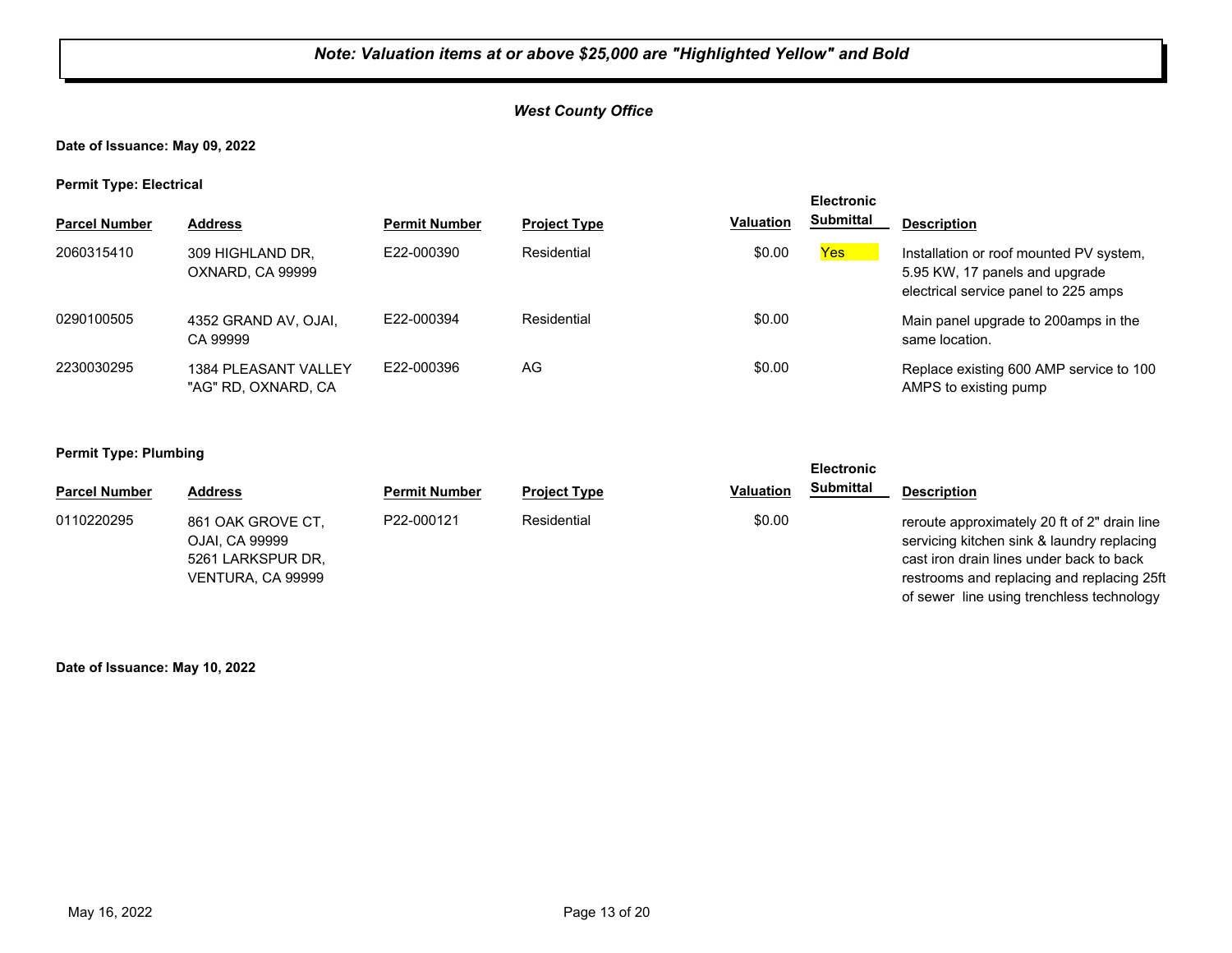***Note: Valuation items at or above $25,000 are "Highlighted Yellow" and Bold***

***West County Office***

**Date of Issuance: May 09, 2022**

**Permit Type: Electrical**

| Parcel Number | Address | Permit Number | Project Type | Valuation | Electronic Submittal | Description |
|---|---|---|---|---|---|---|
| 2060315410 | 309 HIGHLAND DR, OXNARD, CA 99999 | E22-000390 | Residential | $0.00 | Yes | Installation or roof mounted PV system, 5.95 KW, 17 panels and upgrade electrical service panel to 225 amps |
| 0290100505 | 4352 GRAND AV, OJAI, CA 99999 | E22-000394 | Residential | $0.00 | | Main panel upgrade to 200amps in the same location. |
| 2230030295 | 1384 PLEASANT VALLEY "AG" RD, OXNARD, CA | E22-000396 | AG | $0.00 | | Replace existing 600 AMP service to 100 AMPS to existing pump |

**Permit Type: Plumbing**

| Parcel Number | Address | Permit Number | Project Type | Valuation | Electronic Submittal | Description |
|---|---|---|---|---|---|---|
| 0110220295 | 861 OAK GROVE CT, OJAI, CA 99999 5261 LARKSPUR DR, VENTURA, CA 99999 | P22-000121 | Residential | $0.00 | | reroute approximately 20 ft of 2" drain line servicing kitchen sink & laundry replacing cast iron drain lines under back to back restrooms and replacing and replacing 25ft of sewer line using trenchless technology |

**Date of Issuance: May 10, 2022**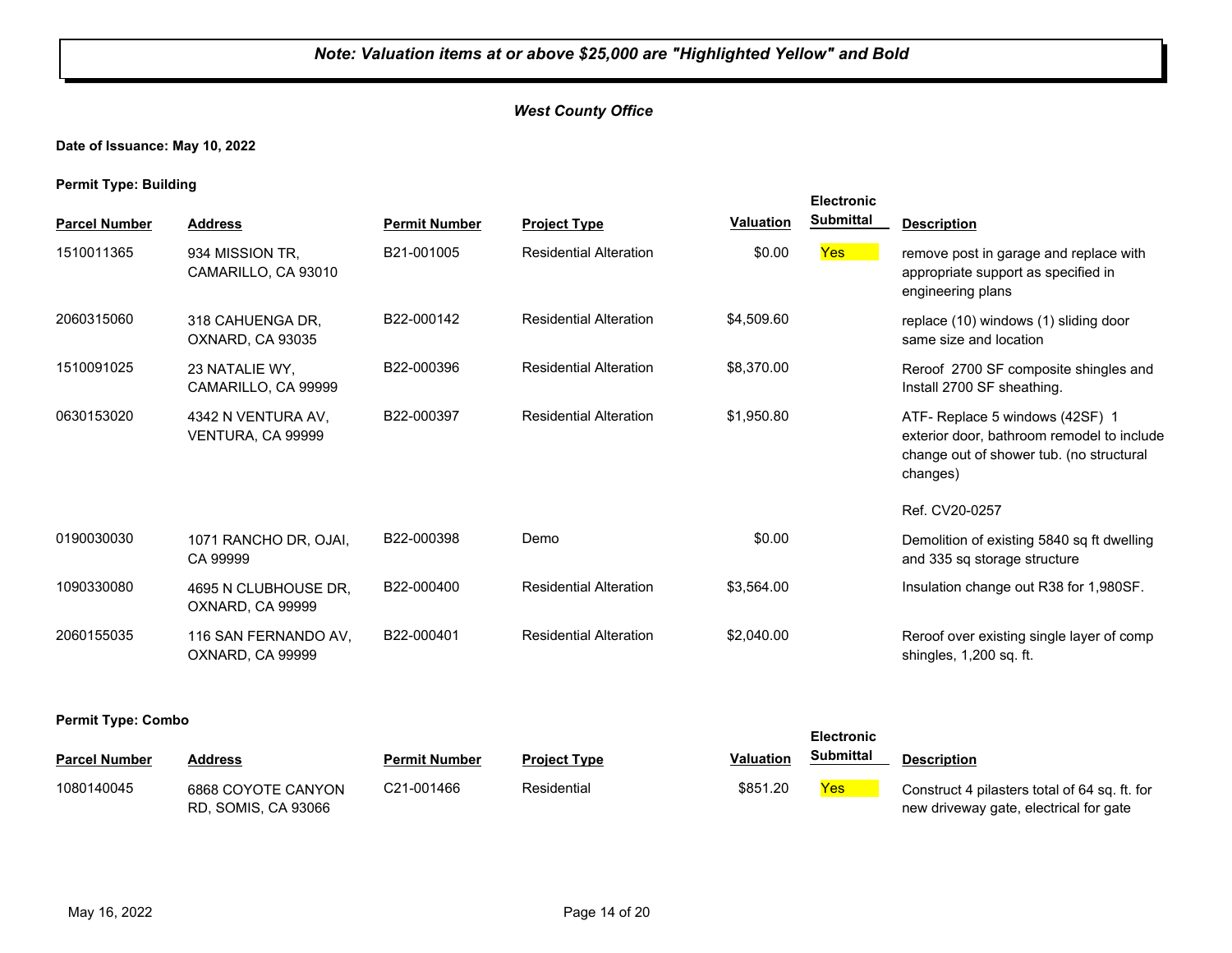***Note: Valuation items at or above $25,000 are "Highlighted Yellow" and Bold***

***West County Office***

**Date of Issuance: May 10, 2022**

**Permit Type: Building**

| Parcel Number | Address | Permit Number | Project Type | Valuation | Electronic Submittal | Description |
|---|---|---|---|---|---|---|
| 1510011365 | 934 MISSION TR, CAMARILLO, CA 93010 | B21-001005 | Residential Alteration | $0.00 | Yes | remove post in garage and replace with appropriate support as specified in engineering plans |
| 2060315060 | 318 CAHUENGA DR, OXNARD, CA 93035 | B22-000142 | Residential Alteration | $4,509.60 | | replace (10) windows (1) sliding door same size and location |
| 1510091025 | 23 NATALIE WY, CAMARILLO, CA 99999 | B22-000396 | Residential Alteration | $8,370.00 | | Reroof 2700 SF composite shingles and Install 2700 SF sheathing. |
| 0630153020 | 4342 N VENTURA AV, VENTURA, CA 99999 | B22-000397 | Residential Alteration | $1,950.80 | | ATF- Replace 5 windows (42SF) 1 exterior door, bathroom remodel to include change out of shower tub. (no structural changes) Ref. CV20-0257 |
| 0190030030 | 1071 RANCHO DR, OJAI, CA 99999 | B22-000398 | Demo | $0.00 | | Demolition of existing 5840 sq ft dwelling and 335 sq storage structure |
| 1090330080 | 4695 N CLUBHOUSE DR, OXNARD, CA 99999 | B22-000400 | Residential Alteration | $3,564.00 | | Insulation change out R38 for 1,980SF. |
| 2060155035 | 116 SAN FERNANDO AV, OXNARD, CA 99999 | B22-000401 | Residential Alteration | $2,040.00 | | Reroof over existing single layer of comp shingles, 1,200 sq. ft. |

**Permit Type: Combo**

| Parcel Number | Address | Permit Number | Project Type | Valuation | Electronic Submittal | Description |
|---|---|---|---|---|---|---|
| 1080140045 | 6868 COYOTE CANYON RD, SOMIS, CA 93066 | C21-001466 | Residential | $851.20 | Yes | Construct 4 pilasters total of 64 sq. ft. for new driveway gate, electrical for gate |

May 16, 2022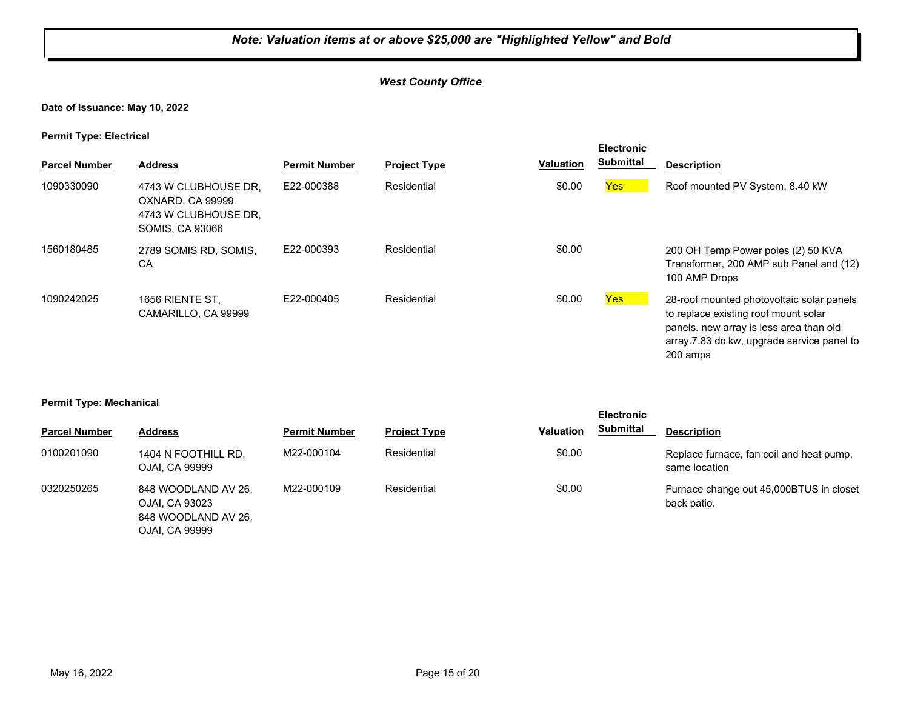***Note: Valuation items at or above $25,000 are "Highlighted Yellow" and Bold***

***West County Office***

**Date of Issuance: May 10, 2022**

**Permit Type: Electrical**

| Parcel Number | Address | Permit Number | Project Type | Valuation | Electronic Submittal | Description |
|---|---|---|---|---|---|---|
| 1090330090 | 4743 W CLUBHOUSE DR, OXNARD, CA 99999 4743 W CLUBHOUSE DR, SOMIS, CA 93066 | E22-000388 | Residential | $0.00 | Yes | Roof mounted PV System, 8.40 kW |
| 1560180485 | 2789 SOMIS RD, SOMIS, CA | E22-000393 | Residential | $0.00 | | 200 OH Temp Power poles (2) 50 KVA Transformer, 200 AMP sub Panel and (12) 100 AMP Drops |
| 1090242025 | 1656 RIENTE ST, CAMARILLO, CA 99999 | E22-000405 | Residential | $0.00 | Yes | 28-roof mounted photovoltaic solar panels to replace existing roof mount solar panels. new array is less area than old array.7.83 dc kw, upgrade service panel to 200 amps |

**Permit Type: Mechanical**

| Parcel Number | Address | Permit Number | Project Type | Valuation | Electronic Submittal | Description |
|---|---|---|---|---|---|---|
| 0100201090 | 1404 N FOOTHILL RD, OJAI, CA 99999 | M22-000104 | Residential | $0.00 | | Replace furnace, fan coil and heat pump, same location |
| 0320250265 | 848 WOODLAND AV 26, OJAI, CA 93023 848 WOODLAND AV 26, OJAI, CA 99999 | M22-000109 | Residential | $0.00 | | Furnace change out 45,000BTUS in closet back patio. |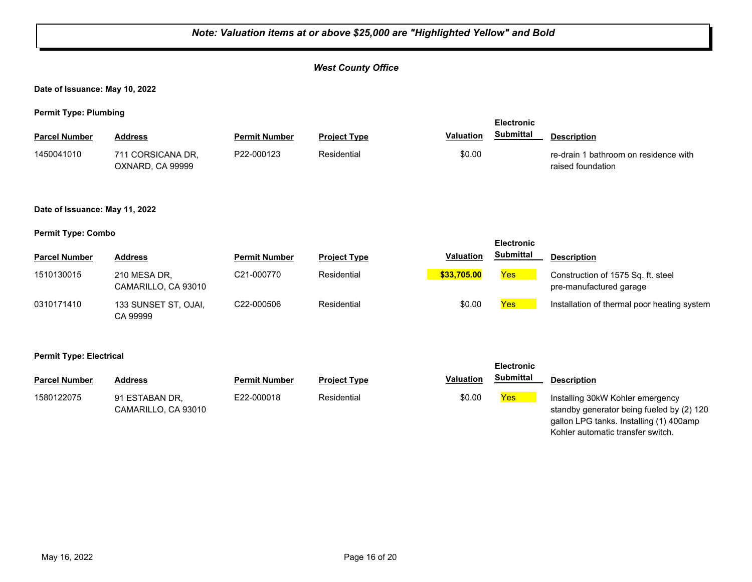**_Note: Valuation items at or above $25,000 are "Highlighted Yellow" and Bold_**

***West County Office***

**Date of Issuance: May 10, 2022**

**Permit Type: Plumbing**

| Parcel Number | Address | Permit Number | Project Type | Valuation | Electronic Submittal | Description |
|---|---|---|---|---|---|---|
| 1450041010 | 711 CORSICANA DR, OXNARD, CA 99999 | P22-000123 | Residential | $0.00 | | re-drain 1 bathroom on residence with raised foundation |

**Date of Issuance: May 11, 2022**

**Permit Type: Combo**

| Parcel Number | Address | Permit Number | Project Type | Valuation | Electronic Submittal | Description |
|---|---|---|---|---|---|---|
| 1510130015 | 210 MESA DR, CAMARILLO, CA 93010 | C21-000770 | Residential | **$33,705.00** | Yes | Construction of 1575 Sq. ft. steel pre-manufactured garage |
| 0310171410 | 133 SUNSET ST, OJAI, CA 99999 | C22-000506 | Residential | $0.00 | Yes | Installation of thermal poor heating system |

**Permit Type: Electrical**

| Parcel Number | Address | Permit Number | Project Type | Valuation | Electronic Submittal | Description |
|---|---|---|---|---|---|---|
| 1580122075 | 91 ESTABAN DR, CAMARILLO, CA 93010 | E22-000018 | Residential | $0.00 | Yes | Installing 30kW Kohler emergency standby generator being fueled by (2) 120 gallon LPG tanks. Installing (1) 400amp Kohler automatic transfer switch. |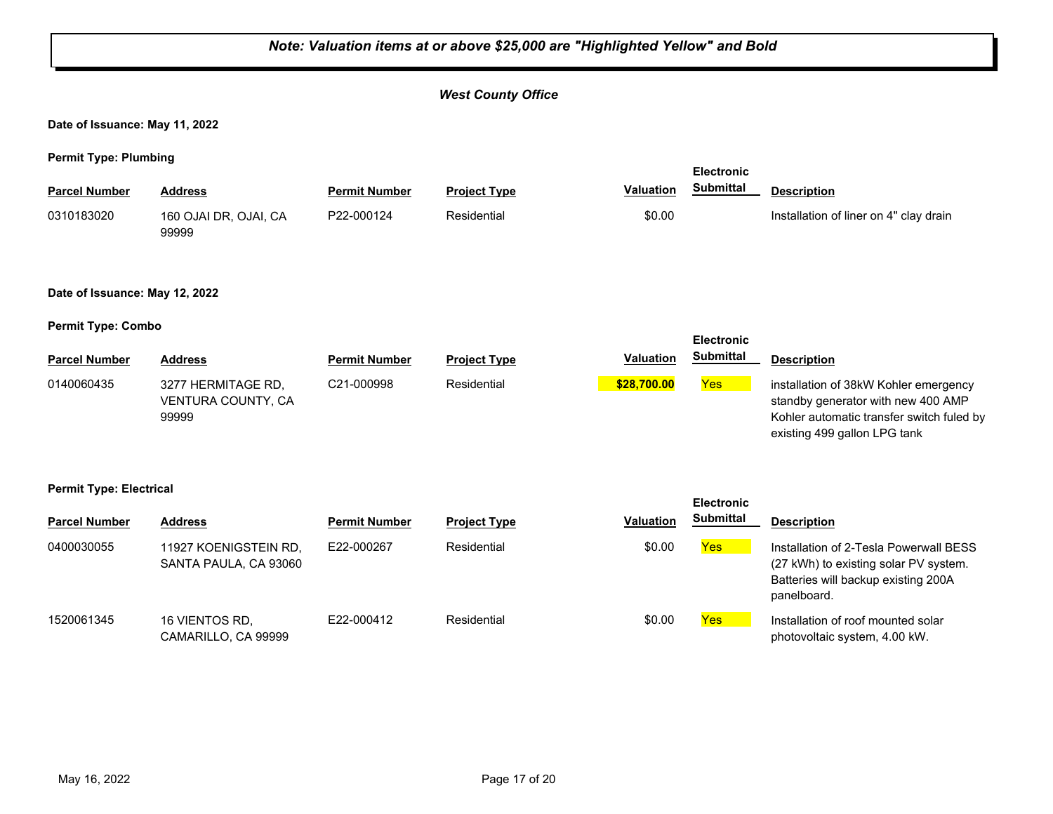*Note: Valuation items at or above $25,000 are "Highlighted Yellow" and Bold*

## *West County Office*

**Date of Issuance: May 11, 2022**

**Permit Type: Plumbing**

| Parcel Number | Address | Permit Number | Project Type | Valuation | Electronic Submittal | Description |
|---|---|---|---|---|---|---|
| 0310183020 | 160 OJAI DR, OJAI, CA 99999 | P22-000124 | Residential | $0.00 | | Installation of liner on 4" clay drain |

**Date of Issuance: May 12, 2022**

**Permit Type: Combo**

| Parcel Number | Address | Permit Number | Project Type | Valuation | Electronic Submittal | Description |
|---|---|---|---|---|---|---|
| 0140060435 | 3277 HERMITAGE RD, VENTURA COUNTY, CA 99999 | C21-000998 | Residential | **$28,700.00** | Yes | installation of 38kW Kohler emergency standby generator with new 400 AMP Kohler automatic transfer switch fuled by existing 499 gallon LPG tank |

**Permit Type: Electrical**

| Parcel Number | Address | Permit Number | Project Type | Valuation | Electronic Submittal | Description |
|---|---|---|---|---|---|---|
| 0400030055 | 11927 KOENIGSTEIN RD, SANTA PAULA, CA 93060 | E22-000267 | Residential | $0.00 | Yes | Installation of 2-Tesla Powerwall BESS (27 kWh) to existing solar PV system. Batteries will backup existing 200A panelboard. |
| 1520061345 | 16 VIENTOS RD, CAMARILLO, CA 99999 | E22-000412 | Residential | $0.00 | Yes | Installation of roof mounted solar photovoltaic system, 4.00 kW. |

May 16, 2022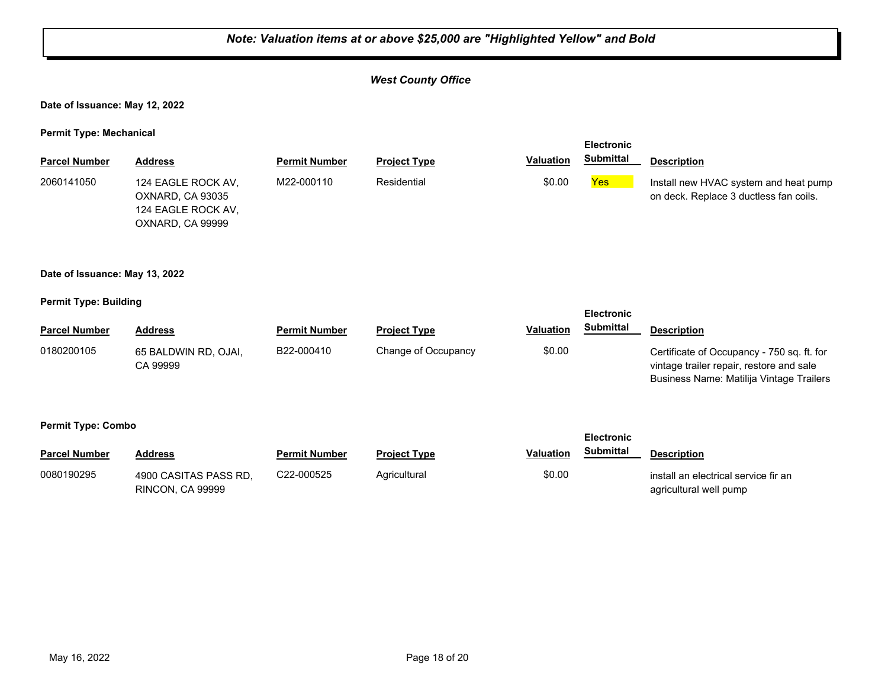***Note: Valuation items at or above $25,000 are "Highlighted Yellow" and Bold***

***West County Office***

**Date of Issuance: May 12, 2022**

**Permit Type: Mechanical**

| Parcel Number | Address | Permit Number | Project Type | Valuation | Electronic Submittal | Description |
|---|---|---|---|---|---|---|
| 2060141050 | 124 EAGLE ROCK AV, OXNARD, CA 93035 124 EAGLE ROCK AV, OXNARD, CA 99999 | M22-000110 | Residential | $0.00 | Yes | Install new HVAC system and heat pump on deck. Replace 3 ductless fan coils. |

**Date of Issuance: May 13, 2022**

**Permit Type: Building**

| Parcel Number | Address | Permit Number | Project Type | Valuation | Electronic Submittal | Description |
|---|---|---|---|---|---|---|
| 0180200105 | 65 BALDWIN RD, OJAI, CA 99999 | B22-000410 | Change of Occupancy | $0.00 | | Certificate of Occupancy - 750 sq. ft. for vintage trailer repair, restore and sale Business Name: Matilija Vintage Trailers |

**Permit Type: Combo**

| Parcel Number | Address | Permit Number | Project Type | Valuation | Electronic Submittal | Description |
|---|---|---|---|---|---|---|
| 0080190295 | 4900 CASITAS PASS RD, RINCON, CA 99999 | C22-000525 | Agricultural | $0.00 | | install an electrical service fir an agricultural well pump |

May 16, 2022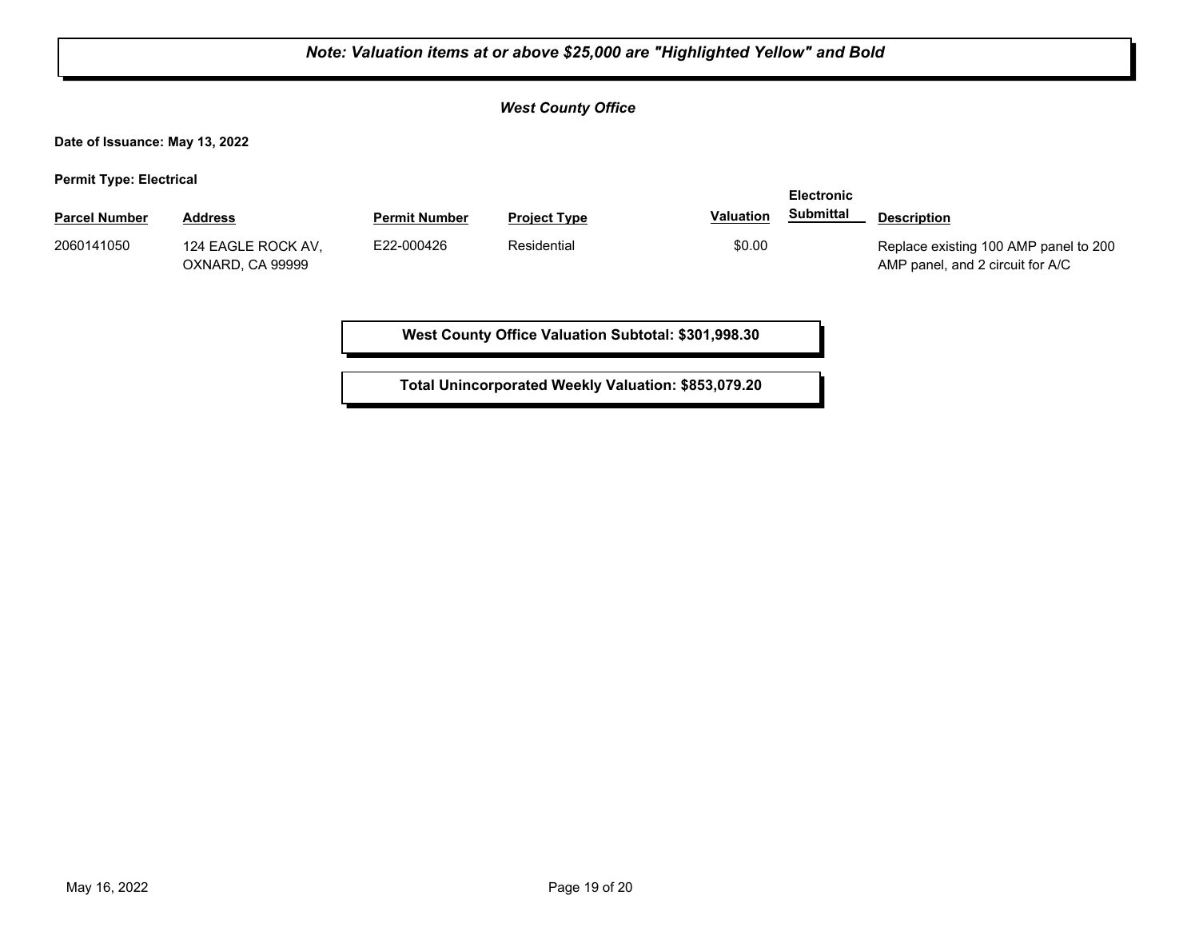***Note: Valuation items at or above $25,000 are "Highlighted Yellow" and Bold***

***West County Office***

**Date of Issuance: May 13, 2022**

**Permit Type: Electrical**

| Parcel Number | Address | Permit Number | Project Type | Valuation | Electronic Submittal | Description |
|---|---|---|---|---|---|---|
| 2060141050 | 124 EAGLE ROCK AV, OXNARD, CA 99999 | E22-000426 | Residential | $0.00 | | Replace existing 100 AMP panel to 200 AMP panel, and 2 circuit for A/C |

**West County Office Valuation Subtotal: $301,998.30**

**Total Unincorporated Weekly Valuation: $853,079.20**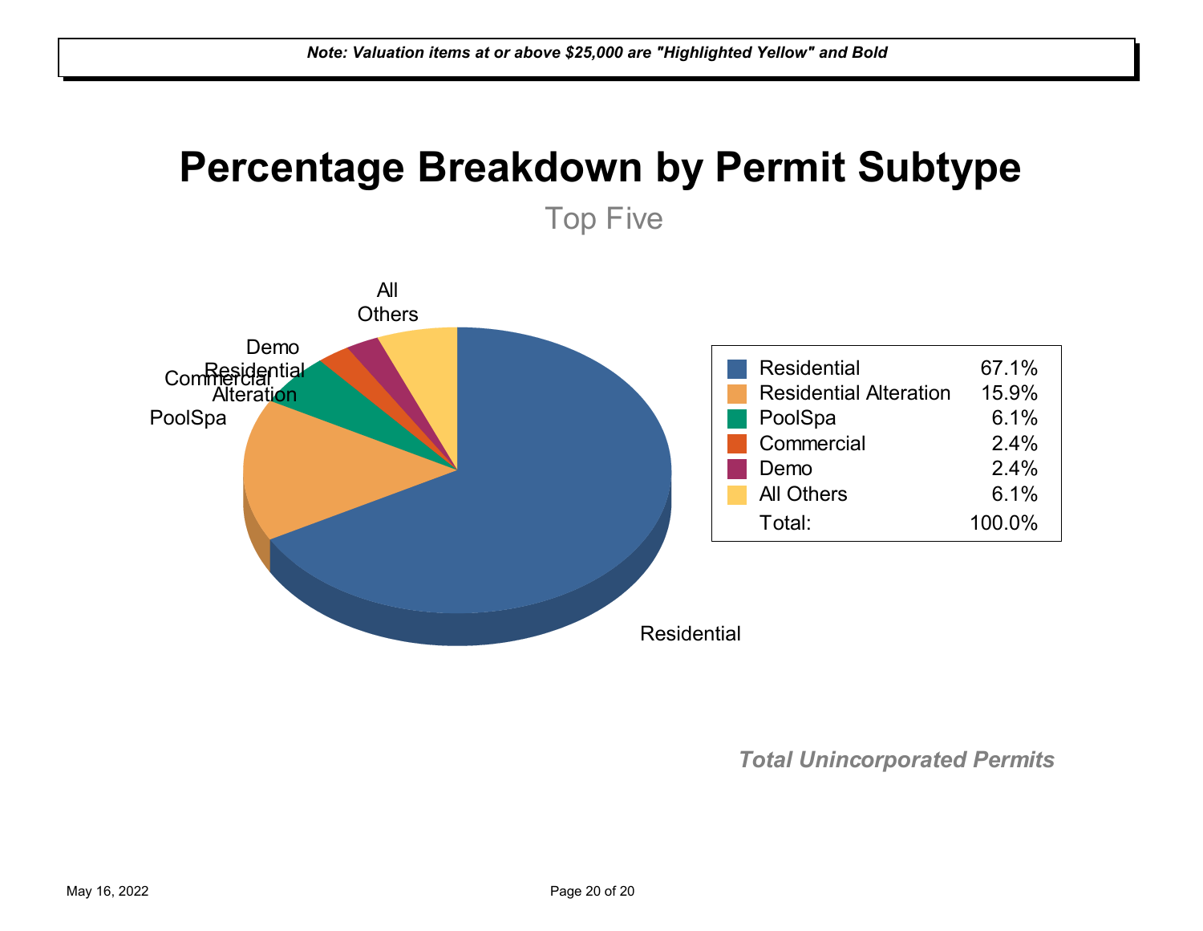***Note: Valuation items at or above $25,000 are "Highlighted Yellow" and Bold***

# Percentage Breakdown by Permit Subtype

Top Five

All Others
Demo
Residential Alteration
Commercial
PoolSpa
Residential

Residential 67.1%
Residential Alteration 15.9%
PoolSpa 6.1%
Commercial 2.4%
Demo 2.4%
All Others 6.1%
Total: 100.0%

***Total Unincorporated Permits***

May 16, 2022